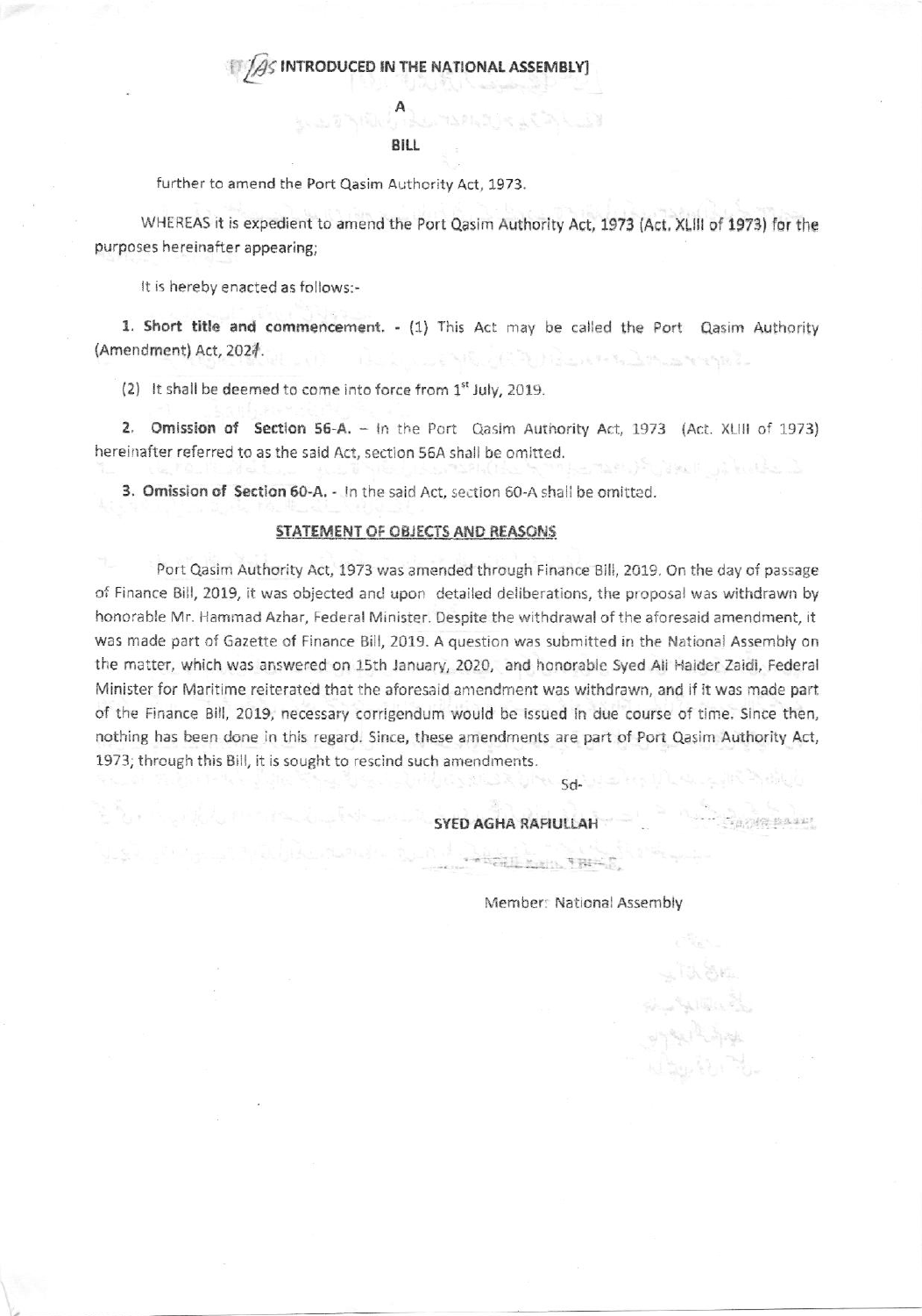[AS INTRODUCED IN THE NATIONAL ASSEMBLY]

# A

# BILL

further to amend the Port Qasim Authority Act, 1973.

WHEREAS it is expedient to amend the Port Qasim Authority Act, 1973 (Act, XLIII of 1973) for the purposes hereinafter appearing;

It is hereby enacted as follows:-

**1. Short title and commencement.** - (1) This Act may be called the Port Qasim Authority (Amendment) Act, 2024.

(2) It shall be deemed to come into force from 1st July, 2019.

**2. Omission of Section 56-A.** – In the Port Qasim Authority Act, 1973 (Act. XLIII of 1973) hereinafter referred to as the said Act, section 56A shall be omitted.

**3. Omission of Section 60-A.** - In the said Act, section 60-A shall be omitted.

## STATEMENT OF OBJECTS AND REASONS

Port Qasim Authority Act, 1973 was amended through Finance Bill, 2019. On the day of passage of Finance Bill, 2019, it was objected and upon detailed deliberations, the proposal was withdrawn by honorable Mr. Hammad Azhar, Federal Minister. Despite the withdrawal of the aforesaid amendment, it was made part of Gazette of Finance Bill, 2019. A question was submitted in the National Assembly on the matter, which was answered on 15th January, 2020, and honorable Syed Ali Haider Zaidi, Federal Minister for Maritime reiterated that the aforesaid amendment was withdrawn, and if it was made part of the Finance Bill, 2019, necessary corrigendum would be issued in due course of time. Since then, nothing has been done in this regard. Since, these amendments are part of Port Qasim Authority Act, 1973; through this Bill, it is sought to rescind such amendments.

Sd-

**SYED AGHA RAFIULLAH**

Member: National Assembly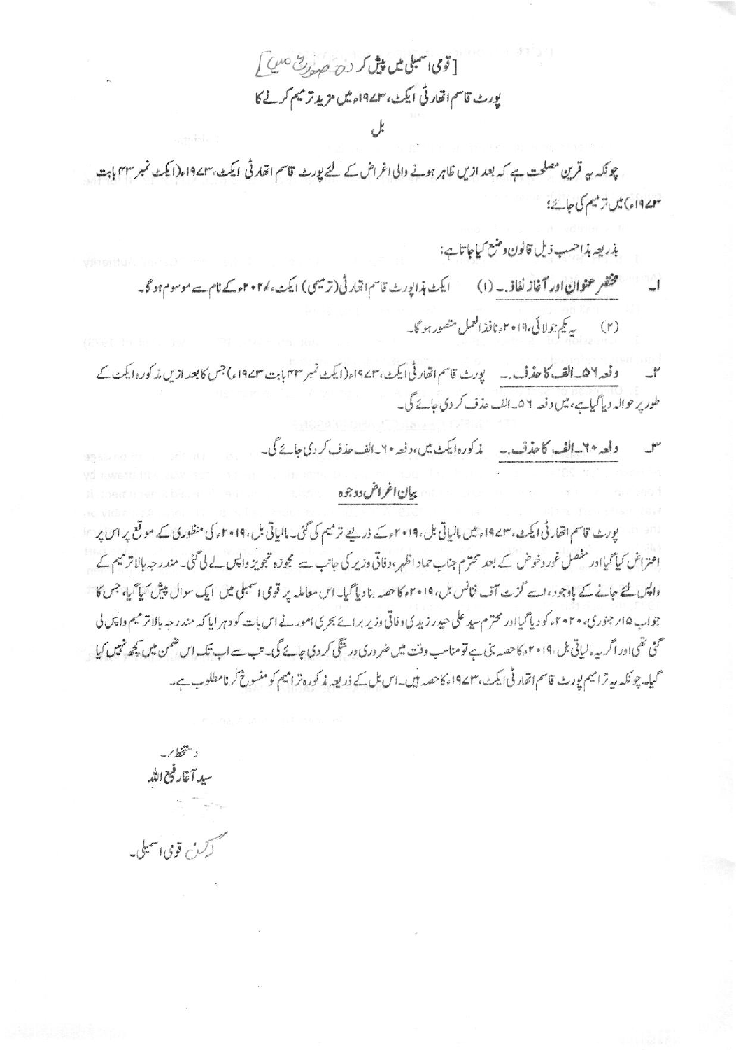[قومی اسمبلی میں پیش کردہ صورت میں]

# پورٹ قاسم اتھارٹی ایکٹ، ۱۹۷۳ء میں مزید ترمیم کرنے کا

## بل

چونکہ یہ قرین مصلحت ہے کہ بعد ازیں ظاہر ہونے والی اغراض کے لئے پورٹ قاسم اتھارٹی ایکٹ، ۱۹۷۳ء (ایکٹ نمبر ۴۳ بابت ۱۹۷۳ء) میں ترمیم کی جائے؛

بذریعہ ہذا حسب ذیل قانون وضع کیا جاتا ہے:

۱۔ **مختصر عنوان اور آغاز نفاذ۔** (۱) ایکٹ ہذا پورٹ قاسم اتھارٹی (ترمیمی) ایکٹ، ۲۰۲۰ء کے نام سے موسوم ہوگا۔

(۲) یہ یکم جولائی، ۲۰۱۹ء نافذ العمل متصور ہوگا۔

۲۔ **دفعہ ۵۶۔الف، کا حذف۔** پورٹ قاسم اتھارٹی ایکٹ، ۱۹۷۳ء (ایکٹ نمبر ۴۳ بابت ۱۹۷۳ء) جس کا بعد ازیں مذکورہ ایکٹ کے طور پر حوالہ دیا گیا ہے، میں دفعہ ۵۶۔الف حذف کر دی جائے گی۔

۳۔ **دفعہ ۶۰۔الف، کا حذف۔** مذکورہ ایکٹ میں، دفعہ ۶۰۔الف حذف کر دی جائے گی۔

## بیان اغراض و وجوہ

پورٹ قاسم اتھارٹی ایکٹ، ۱۹۷۳ء میں مالیاتی بل، ۲۰۱۹ء کے ذریعے ترمیم کی گئی۔ مالیاتی بل، ۲۰۱۹ء کی منظوری کے موقع پر اس پر اعتراض کیا گیا اور مفصل غور و خوض کے بعد محترم جناب حماد اظہر، وفاقی وزیر کی جانب سے مجوزہ تجویز واپس لے لی گئی۔ مندرجہ بالا ترمیم کے واپس لئے جانے کے باوجود، اسے گزٹ آف فنانس بل، ۲۰۱۹ء کا حصہ بنا دیا گیا۔ اس معاملہ پر قومی اسمبلی میں ایک سوال پیش کیا گیا، جس کا جواب ۱۵/ جنوری، ۲۰۲۰ء کو دیا گیا اور محترم سید علی حیدر زیدی وفاقی وزیر برائے بحری امور نے اس بات کو دہرایا کہ مندرجہ بالا ترمیم واپس لی گئی تھی اور اگر یہ مالیاتی بل، ۲۰۱۹ء کا حصہ بنی ہے تو مناسب وقت میں ضروری درستگی کر دی جائے گی۔ تب سے اب تک اس ضمن میں کچھ نہیں کیا گیا۔ چونکہ یہ ترامیم پورٹ قاسم اتھارٹی ایکٹ، ۱۹۷۳ء کا حصہ ہیں۔ اس بل کے ذریعہ مذکورہ ترامیم کو منسوخ کرنا مطلوب ہے۔

دستخط/۔
سید آغا رفیع اللہ

رکن قومی اسمبلی۔